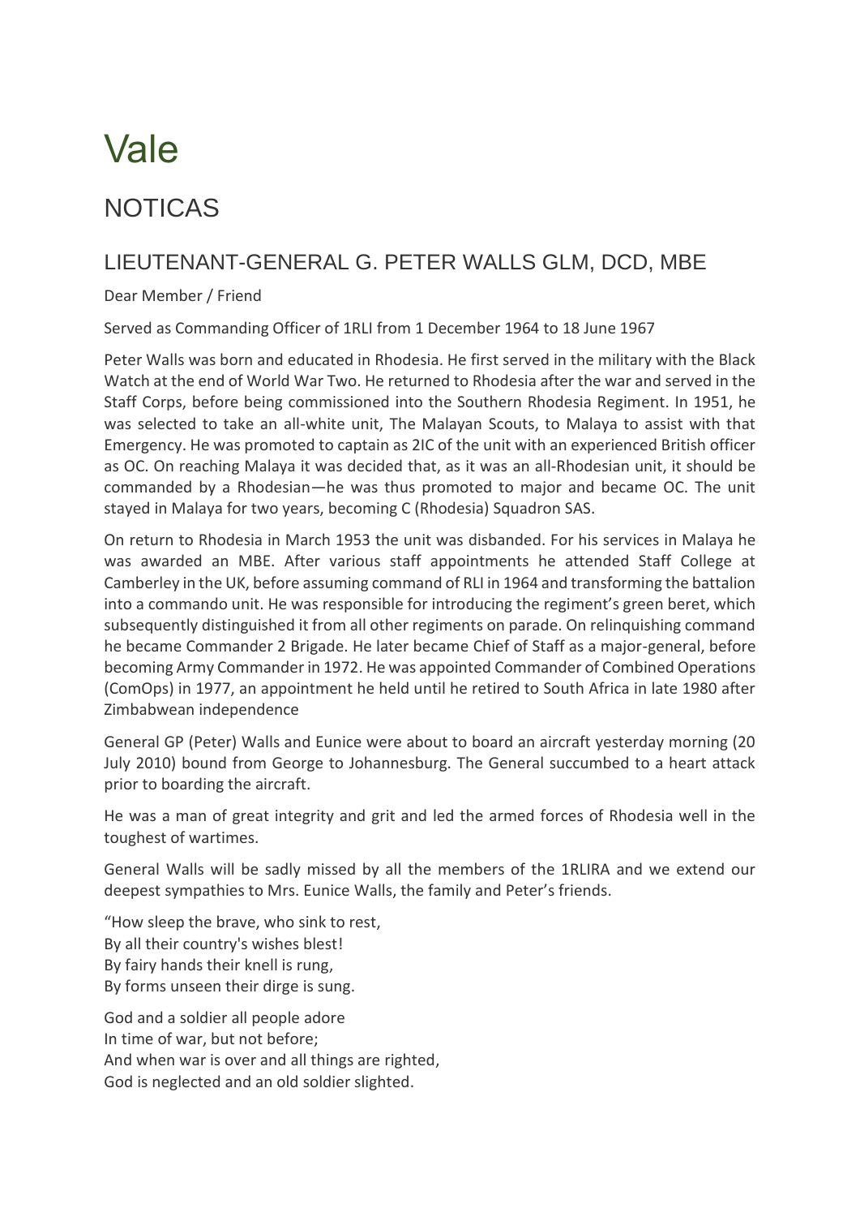# Vale

## NOTICAS

### LIEUTENANT-GENERAL G. PETER WALLS GLM, DCD, MBE

Dear Member / Friend

Served as Commanding Officer of 1RLI from 1 December 1964 to 18 June 1967

Peter Walls was born and educated in Rhodesia. He first served in the military with the Black Watch at the end of World War Two. He returned to Rhodesia after the war and served in the Staff Corps, before being commissioned into the Southern Rhodesia Regiment. In 1951, he was selected to take an all-white unit, The Malayan Scouts, to Malaya to assist with that Emergency. He was promoted to captain as 2IC of the unit with an experienced British officer as OC. On reaching Malaya it was decided that, as it was an all-Rhodesian unit, it should be commanded by a Rhodesian—he was thus promoted to major and became OC. The unit stayed in Malaya for two years, becoming C (Rhodesia) Squadron SAS.

On return to Rhodesia in March 1953 the unit was disbanded. For his services in Malaya he was awarded an MBE. After various staff appointments he attended Staff College at Camberley in the UK, before assuming command of RLI in 1964 and transforming the battalion into a commando unit. He was responsible for introducing the regiment's green beret, which subsequently distinguished it from all other regiments on parade. On relinquishing command he became Commander 2 Brigade. He later became Chief of Staff as a major-general, before becoming Army Commander in 1972. He was appointed Commander of Combined Operations (ComOps) in 1977, an appointment he held until he retired to South Africa in late 1980 after Zimbabwean independence

General GP (Peter) Walls and Eunice were about to board an aircraft yesterday morning (20 July 2010) bound from George to Johannesburg. The General succumbed to a heart attack prior to boarding the aircraft.

He was a man of great integrity and grit and led the armed forces of Rhodesia well in the toughest of wartimes.

General Walls will be sadly missed by all the members of the 1RLIRA and we extend our deepest sympathies to Mrs. Eunice Walls, the family and Peter's friends.

"How sleep the brave, who sink to rest,
By all their country's wishes blest!
By fairy hands their knell is rung,
By forms unseen their dirge is sung.

God and a soldier all people adore
In time of war, but not before;
And when war is over and all things are righted,
God is neglected and an old soldier slighted.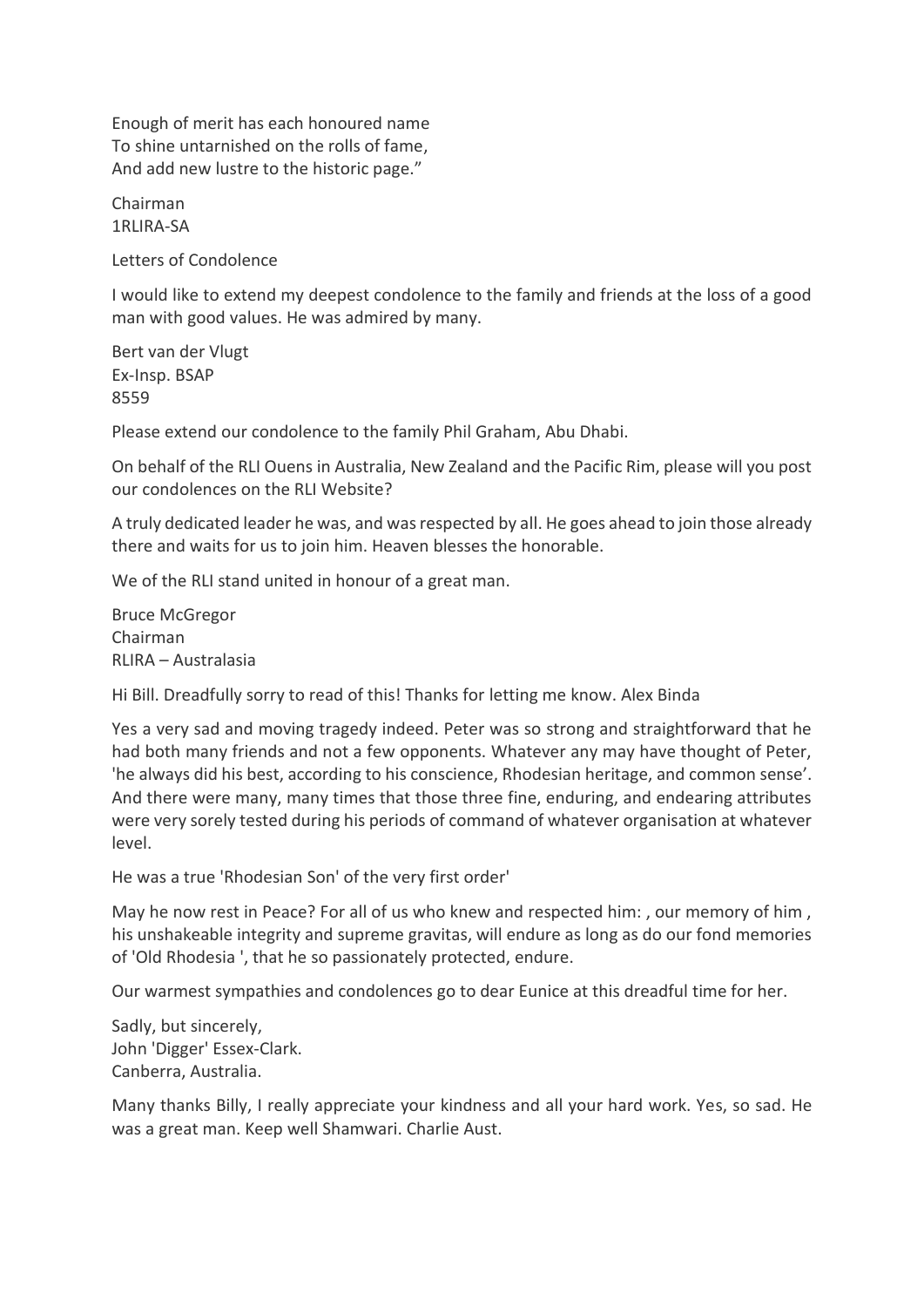Enough of merit has each honoured name
To shine untarnished on the rolls of fame,
And add new lustre to the historic page."

Chairman
1RLIRA-SA

Letters of Condolence

I would like to extend my deepest condolence to the family and friends at the loss of a good man with good values. He was admired by many.

Bert van der Vlugt
Ex-Insp. BSAP
8559

Please extend our condolence to the family Phil Graham, Abu Dhabi.

On behalf of the RLI Ouens in Australia, New Zealand and the Pacific Rim, please will you post our condolences on the RLI Website?

A truly dedicated leader he was, and was respected by all. He goes ahead to join those already there and waits for us to join him. Heaven blesses the honorable.

We of the RLI stand united in honour of a great man.

Bruce McGregor
Chairman
RLIRA – Australasia

Hi Bill. Dreadfully sorry to read of this! Thanks for letting me know. Alex Binda

Yes a very sad and moving tragedy indeed. Peter was so strong and straightforward that he had both many friends and not a few opponents. Whatever any may have thought of Peter, 'he always did his best, according to his conscience, Rhodesian heritage, and common sense'. And there were many, many times that those three fine, enduring, and endearing attributes were very sorely tested during his periods of command of whatever organisation at whatever level.

He was a true 'Rhodesian Son' of the very first order'

May he now rest in Peace? For all of us who knew and respected him: , our memory of him , his unshakeable integrity and supreme gravitas, will endure as long as do our fond memories of 'Old Rhodesia ', that he so passionately protected, endure.

Our warmest sympathies and condolences go to dear Eunice at this dreadful time for her.

Sadly, but sincerely,
John 'Digger' Essex-Clark.
Canberra, Australia.

Many thanks Billy, I really appreciate your kindness and all your hard work. Yes, so sad. He was a great man. Keep well Shamwari. Charlie Aust.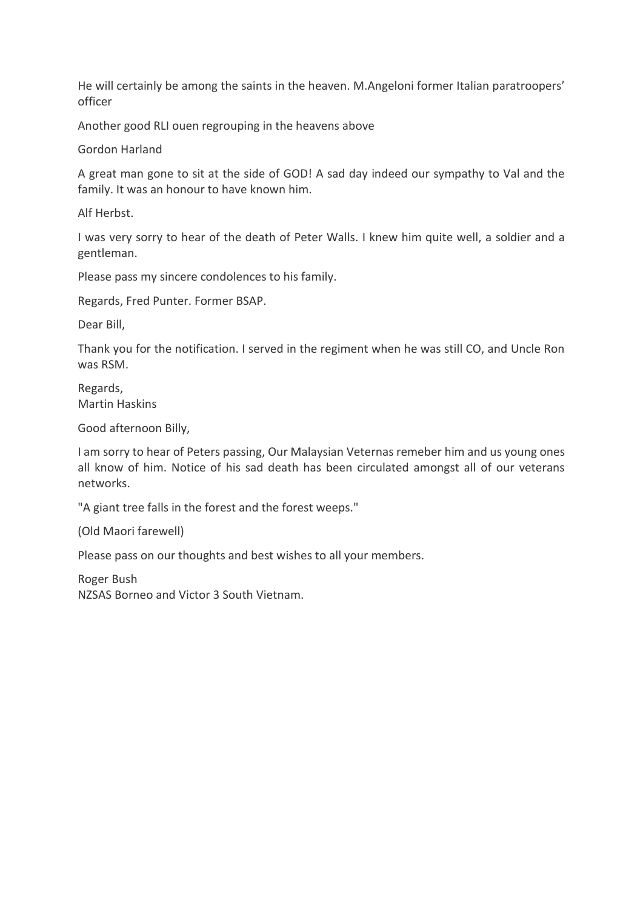He will certainly be among the saints in the heaven. M.Angeloni former Italian paratroopers' officer

Another good RLI ouen regrouping in the heavens above

Gordon Harland

A great man gone to sit at the side of GOD! A sad day indeed our sympathy to Val and the family. It was an honour to have known him.

Alf Herbst.

I was very sorry to hear of the death of Peter Walls. I knew him quite well, a soldier and a gentleman.

Please pass my sincere condolences to his family.

Regards, Fred Punter. Former BSAP.

Dear Bill,

Thank you for the notification. I served in the regiment when he was still CO, and Uncle Ron was RSM.

Regards,
Martin Haskins

Good afternoon Billy,

I am sorry to hear of Peters passing, Our Malaysian Veternas remeber him and us young ones all know of him. Notice of his sad death has been circulated amongst all of our veterans networks.

"A giant tree falls in the forest and the forest weeps."

(Old Maori farewell)

Please pass on our thoughts and best wishes to all your members.

Roger Bush
NZSAS Borneo and Victor 3 South Vietnam.